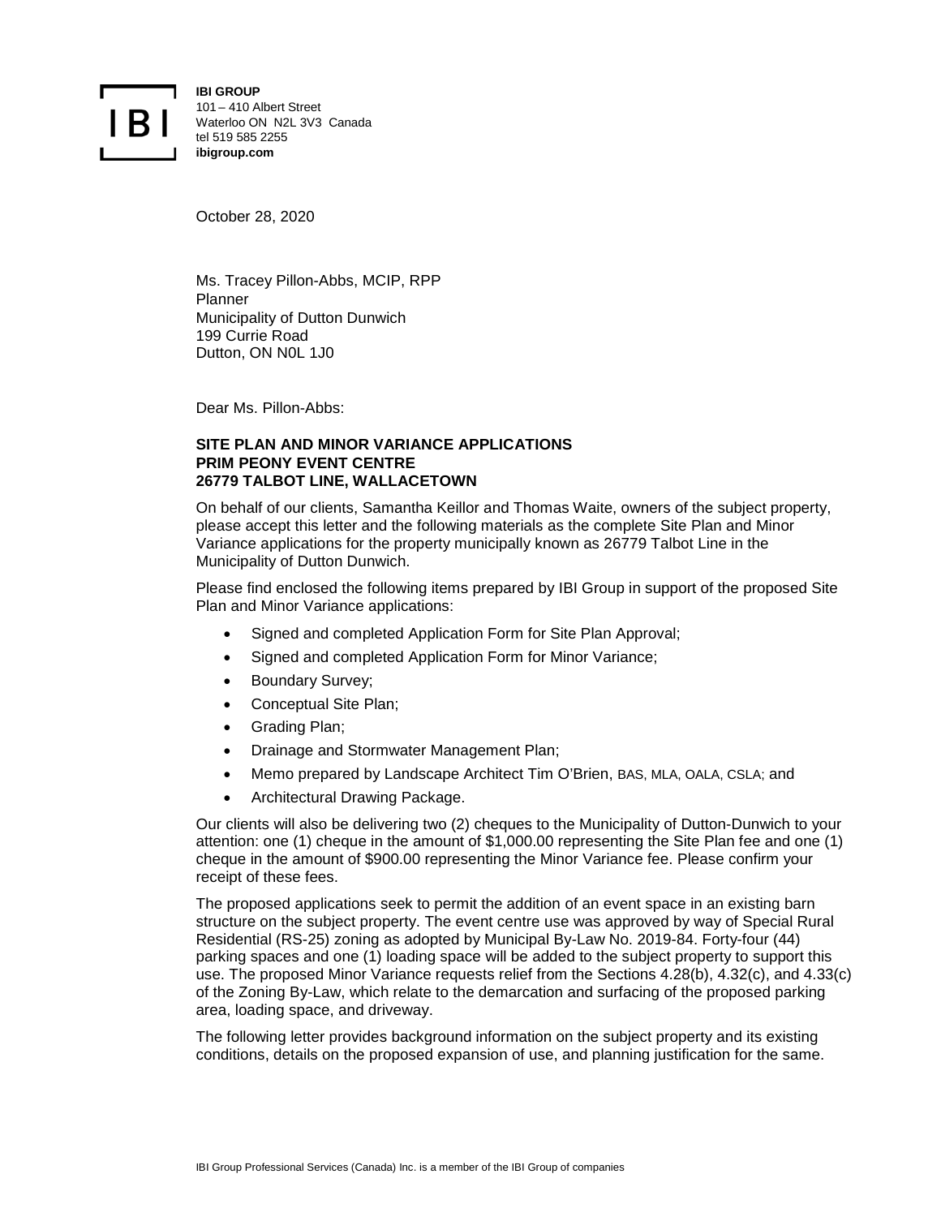**IBI GROUP**
101 – 410 Albert Street
Waterloo ON N2L 3V3 Canada
tel 519 585 2255
**ibigroup.com**

October 28, 2020

Ms. Tracey Pillon-Abbs, MCIP, RPP
Planner
Municipality of Dutton Dunwich
199 Currie Road
Dutton, ON N0L 1J0

Dear Ms. Pillon-Abbs:

**SITE PLAN AND MINOR VARIANCE APPLICATIONS**
**PRIM PEONY EVENT CENTRE**
**26779 TALBOT LINE, WALLACETOWN**

On behalf of our clients, Samantha Keillor and Thomas Waite, owners of the subject property, please accept this letter and the following materials as the complete Site Plan and Minor Variance applications for the property municipally known as 26779 Talbot Line in the Municipality of Dutton Dunwich.

Please find enclosed the following items prepared by IBI Group in support of the proposed Site Plan and Minor Variance applications:

- Signed and completed Application Form for Site Plan Approval;
- Signed and completed Application Form for Minor Variance;
- Boundary Survey;
- Conceptual Site Plan;
- Grading Plan;
- Drainage and Stormwater Management Plan;
- Memo prepared by Landscape Architect Tim O'Brien, BAS, MLA, OALA, CSLA; and
- Architectural Drawing Package.

Our clients will also be delivering two (2) cheques to the Municipality of Dutton-Dunwich to your attention: one (1) cheque in the amount of $1,000.00 representing the Site Plan fee and one (1) cheque in the amount of $900.00 representing the Minor Variance fee. Please confirm your receipt of these fees.

The proposed applications seek to permit the addition of an event space in an existing barn structure on the subject property. The event centre use was approved by way of Special Rural Residential (RS-25) zoning as adopted by Municipal By-Law No. 2019-84. Forty-four (44) parking spaces and one (1) loading space will be added to the subject property to support this use. The proposed Minor Variance requests relief from the Sections 4.28(b), 4.32(c), and 4.33(c) of the Zoning By-Law, which relate to the demarcation and surfacing of the proposed parking area, loading space, and driveway.

The following letter provides background information on the subject property and its existing conditions, details on the proposed expansion of use, and planning justification for the same.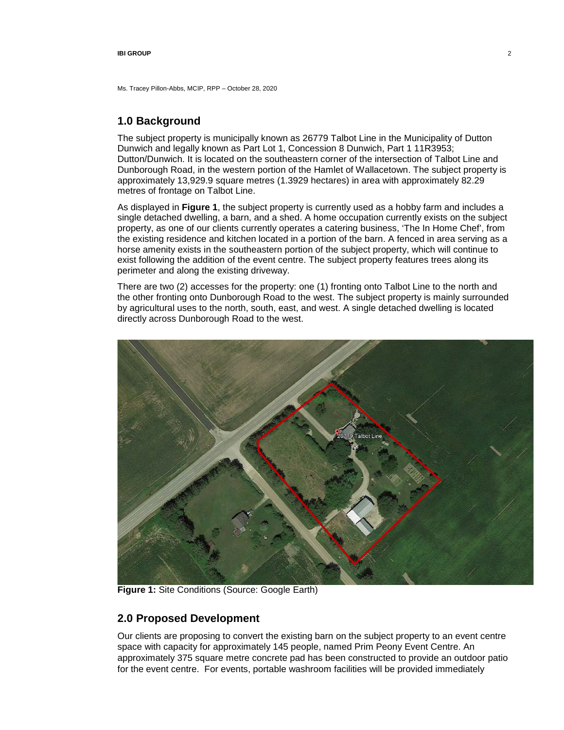Ms. Tracey Pillon-Abbs, MCIP, RPP – October 28, 2020

## 1.0 Background

The subject property is municipally known as 26779 Talbot Line in the Municipality of Dutton Dunwich and legally known as Part Lot 1, Concession 8 Dunwich, Part 1 11R3953; Dutton/Dunwich. It is located on the southeastern corner of the intersection of Talbot Line and Dunborough Road, in the western portion of the Hamlet of Wallacetown. The subject property is approximately 13,929.9 square metres (1.3929 hectares) in area with approximately 82.29 metres of frontage on Talbot Line.

As displayed in **Figure 1**, the subject property is currently used as a hobby farm and includes a single detached dwelling, a barn, and a shed. A home occupation currently exists on the subject property, as one of our clients currently operates a catering business, 'The In Home Chef', from the existing residence and kitchen located in a portion of the barn. A fenced in area serving as a horse amenity exists in the southeastern portion of the subject property, which will continue to exist following the addition of the event centre. The subject property features trees along its perimeter and along the existing driveway.

There are two (2) accesses for the property: one (1) fronting onto Talbot Line to the north and the other fronting onto Dunborough Road to the west. The subject property is mainly surrounded by agricultural uses to the north, south, east, and west. A single detached dwelling is located directly across Dunborough Road to the west.

**Figure 1:** Site Conditions (Source: Google Earth)

## 2.0 Proposed Development

Our clients are proposing to convert the existing barn on the subject property to an event centre space with capacity for approximately 145 people, named Prim Peony Event Centre. An approximately 375 square metre concrete pad has been constructed to provide an outdoor patio for the event centre. For events, portable washroom facilities will be provided immediately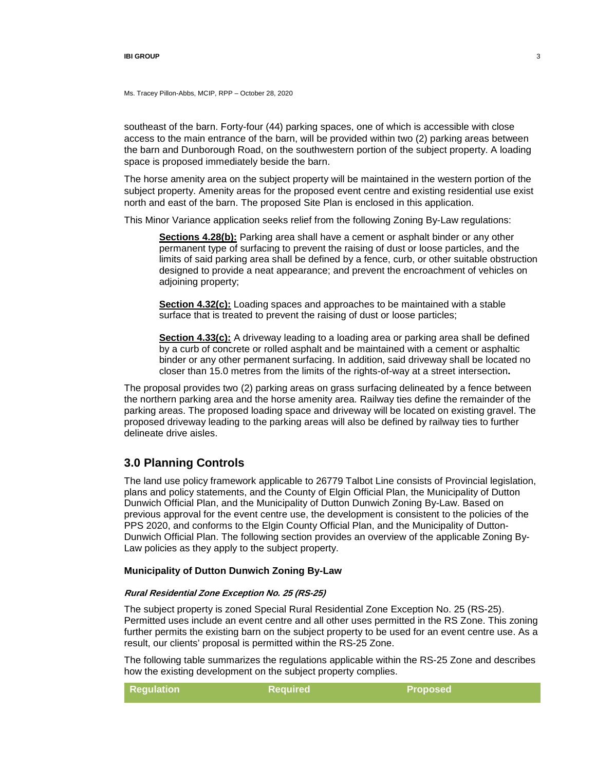southeast of the barn. Forty-four (44) parking spaces, one of which is accessible with close access to the main entrance of the barn, will be provided within two (2) parking areas between the barn and Dunborough Road, on the southwestern portion of the subject property. A loading space is proposed immediately beside the barn.

The horse amenity area on the subject property will be maintained in the western portion of the subject property. Amenity areas for the proposed event centre and existing residential use exist north and east of the barn. The proposed Site Plan is enclosed in this application.

This Minor Variance application seeks relief from the following Zoning By-Law regulations:

> **Sections 4.28(b):** Parking area shall have a cement or asphalt binder or any other permanent type of surfacing to prevent the raising of dust or loose particles, and the limits of said parking area shall be defined by a fence, curb, or other suitable obstruction designed to provide a neat appearance; and prevent the encroachment of vehicles on adjoining property;
>
> **Section 4.32(c):** Loading spaces and approaches to be maintained with a stable surface that is treated to prevent the raising of dust or loose particles;
>
> **Section 4.33(c):** A driveway leading to a loading area or parking area shall be defined by a curb of concrete or rolled asphalt and be maintained with a cement or asphaltic binder or any other permanent surfacing. In addition, said driveway shall be located no closer than 15.0 metres from the limits of the rights-of-way at a street intersection**.**

The proposal provides two (2) parking areas on grass surfacing delineated by a fence between the northern parking area and the horse amenity area. Railway ties define the remainder of the parking areas. The proposed loading space and driveway will be located on existing gravel. The proposed driveway leading to the parking areas will also be defined by railway ties to further delineate drive aisles.

## 3.0 Planning Controls

The land use policy framework applicable to 26779 Talbot Line consists of Provincial legislation, plans and policy statements, and the County of Elgin Official Plan, the Municipality of Dutton Dunwich Official Plan, and the Municipality of Dutton Dunwich Zoning By-Law. Based on previous approval for the event centre use, the development is consistent to the policies of the PPS 2020, and conforms to the Elgin County Official Plan, and the Municipality of Dutton-Dunwich Official Plan. The following section provides an overview of the applicable Zoning By-Law policies as they apply to the subject property.

### Municipality of Dutton Dunwich Zoning By-Law

#### *Rural Residential Zone Exception No. 25 (RS-25)*

The subject property is zoned Special Rural Residential Zone Exception No. 25 (RS-25). Permitted uses include an event centre and all other uses permitted in the RS Zone. This zoning further permits the existing barn on the subject property to be used for an event centre use. As a result, our clients' proposal is permitted within the RS-25 Zone.

The following table summarizes the regulations applicable within the RS-25 Zone and describes how the existing development on the subject property complies.

| Regulation | Required | Proposed |
|---|---|---|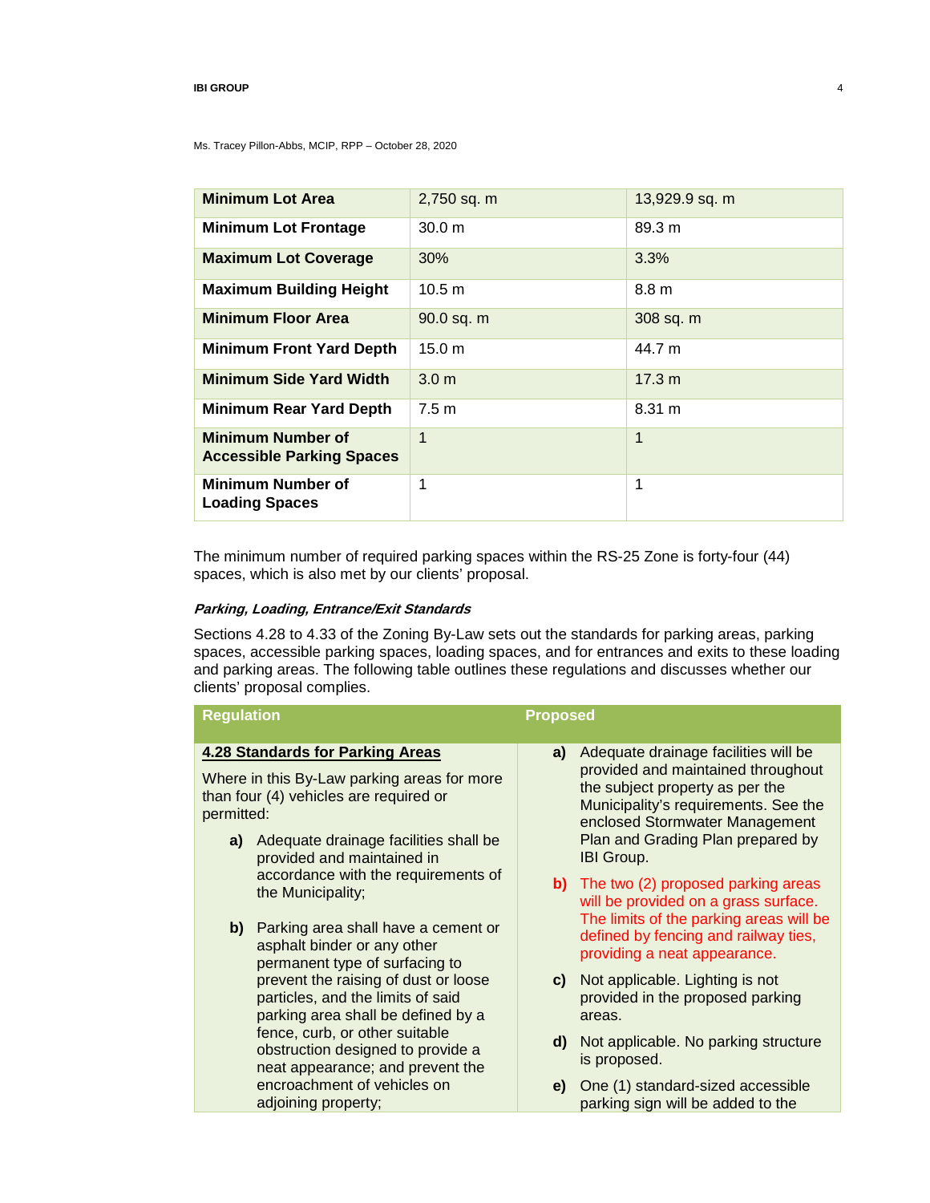Ms. Tracey Pillon-Abbs, MCIP, RPP – October 28, 2020

| | | |
|---|---|---|
| **Minimum Lot Area** | 2,750 sq. m | 13,929.9 sq. m |
| **Minimum Lot Frontage** | 30.0 m | 89.3 m |
| **Maximum Lot Coverage** | 30% | 3.3% |
| **Maximum Building Height** | 10.5 m | 8.8 m |
| **Minimum Floor Area** | 90.0 sq. m | 308 sq. m |
| **Minimum Front Yard Depth** | 15.0 m | 44.7 m |
| **Minimum Side Yard Width** | 3.0 m | 17.3 m |
| **Minimum Rear Yard Depth** | 7.5 m | 8.31 m |
| **Minimum Number of Accessible Parking Spaces** | 1 | 1 |
| **Minimum Number of Loading Spaces** | 1 | 1 |

The minimum number of required parking spaces within the RS-25 Zone is forty-four (44) spaces, which is also met by our clients' proposal.

***Parking, Loading, Entrance/Exit Standards***

Sections 4.28 to 4.33 of the Zoning By-Law sets out the standards for parking areas, parking spaces, accessible parking spaces, loading spaces, and for entrances and exits to these loading and parking areas. The following table outlines these regulations and discusses whether our clients' proposal complies.

| Regulation | Proposed |
|---|---|
| **4.28 Standards for Parking Areas**<br><br>Where in this By-Law parking areas for more than four (4) vehicles are required or permitted:<br><br>**a)** Adequate drainage facilities shall be provided and maintained in accordance with the requirements of the Municipality;<br><br>**b)** Parking area shall have a cement or asphalt binder or any other permanent type of surfacing to prevent the raising of dust or loose particles, and the limits of said parking area shall be defined by a fence, curb, or other suitable obstruction designed to provide a neat appearance; and prevent the encroachment of vehicles on adjoining property; | **a)** Adequate drainage facilities will be provided and maintained throughout the subject property as per the Municipality's requirements. See the enclosed Stormwater Management Plan and Grading Plan prepared by IBI Group.<br><br>**b)** The two (2) proposed parking areas will be provided on a grass surface. The limits of the parking areas will be defined by fencing and railway ties, providing a neat appearance.<br><br>**c)** Not applicable. Lighting is not provided in the proposed parking areas.<br><br>**d)** Not applicable. No parking structure is proposed.<br><br>**e)** One (1) standard-sized accessible parking sign will be added to the |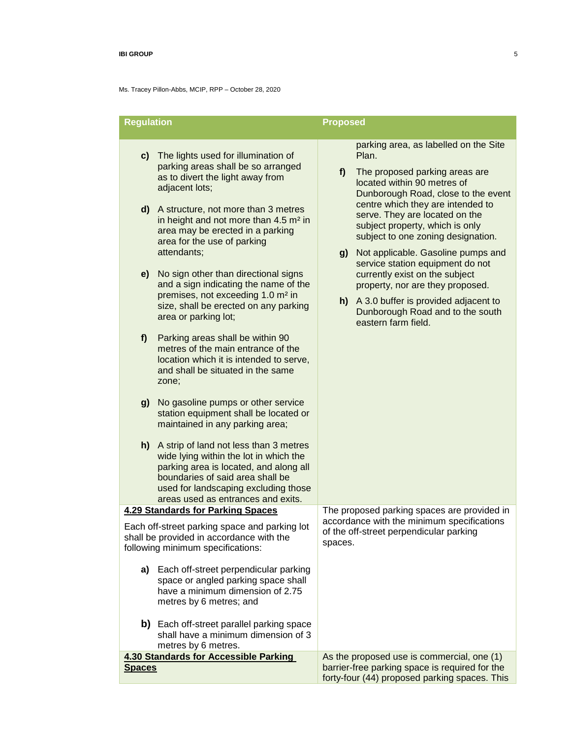Ms. Tracey Pillon-Abbs, MCIP, RPP – October 28, 2020

| Regulation | Proposed |
|---|---|
| **c)** The lights used for illumination of parking areas shall be so arranged as to divert the light away from adjacent lots;<br><br>**d)** A structure, not more than 3 metres in height and not more than 4.5 m² in area may be erected in a parking area for the use of parking attendants;<br><br>**e)** No sign other than directional signs and a sign indicating the name of the premises, not exceeding 1.0 m² in size, shall be erected on any parking area or parking lot;<br><br>**f)** Parking areas shall be within 90 metres of the main entrance of the location which it is intended to serve, and shall be situated in the same zone;<br><br>**g)** No gasoline pumps or other service station equipment shall be located or maintained in any parking area;<br><br>**h)** A strip of land not less than 3 metres wide lying within the lot in which the parking area is located, and along all boundaries of said area shall be used for landscaping excluding those areas used as entrances and exits. | parking area, as labelled on the Site Plan.<br><br>**f)** The proposed parking areas are located within 90 metres of Dunborough Road, close to the event centre which they are intended to serve. They are located on the subject property, which is only subject to one zoning designation.<br><br>**g)** Not applicable. Gasoline pumps and service station equipment do not currently exist on the subject property, nor are they proposed.<br><br>**h)** A 3.0 buffer is provided adjacent to Dunborough Road and to the south eastern farm field. |
| <u>**4.29 Standards for Parking Spaces**</u><br><br>Each off-street parking space and parking lot shall be provided in accordance with the following minimum specifications:<br><br>**a)** Each off-street perpendicular parking space or angled parking space shall have a minimum dimension of 2.75 metres by 6 metres; and<br><br>**b)** Each off-street parallel parking space shall have a minimum dimension of 3 metres by 6 metres. | The proposed parking spaces are provided in accordance with the minimum specifications of the off-street perpendicular parking spaces. |
| <u>**4.30 Standards for Accessible Parking Spaces**</u> | As the proposed use is commercial, one (1) barrier-free parking space is required for the forty-four (44) proposed parking spaces. This |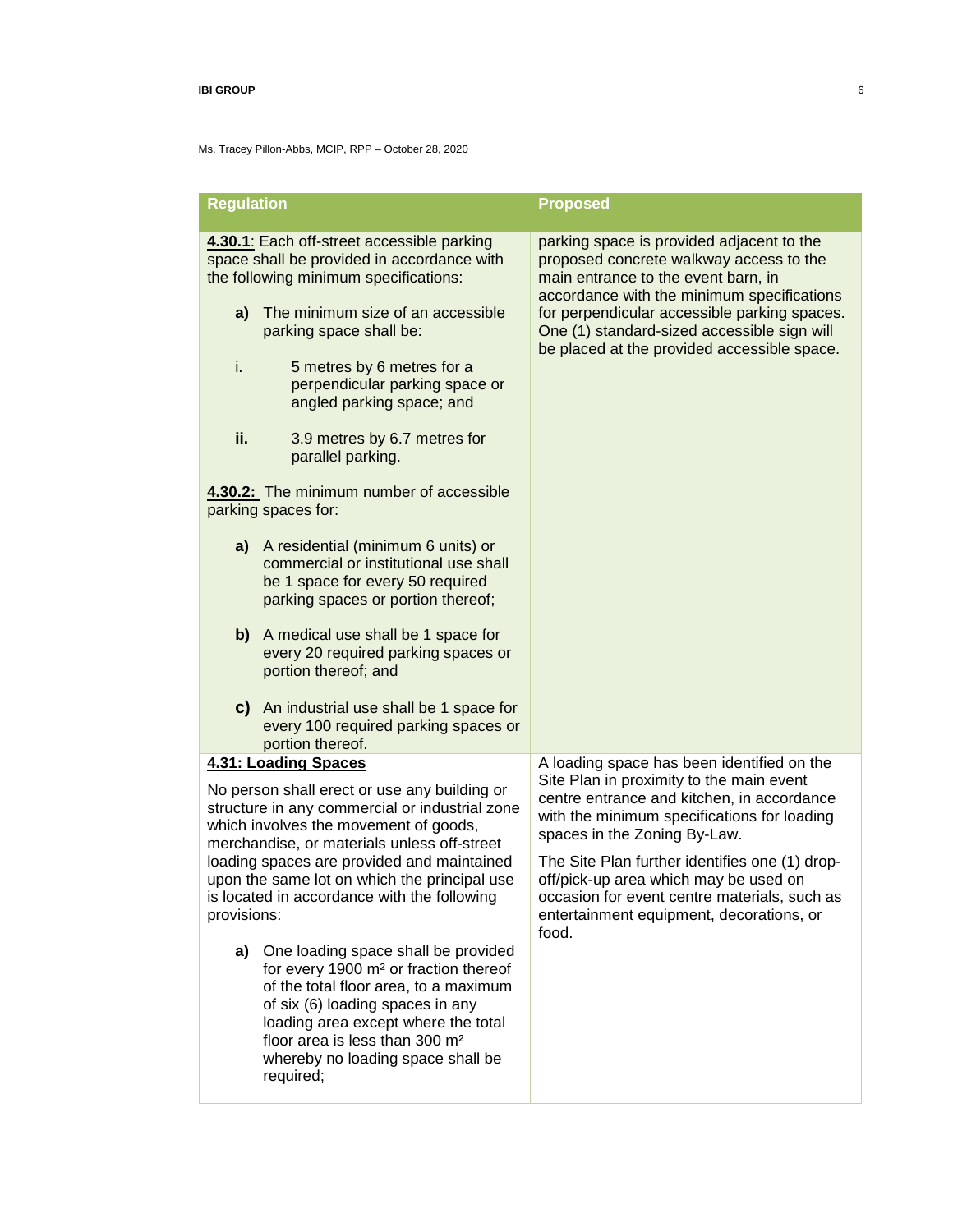Ms. Tracey Pillon-Abbs, MCIP, RPP – October 28, 2020

| Regulation | Proposed |
| --- | --- |
| **4.30.1**: Each off-street accessible parking space shall be provided in accordance with the following minimum specifications:<br><br>**a)** The minimum size of an accessible parking space shall be:<br><br>i. 5 metres by 6 metres for a perpendicular parking space or angled parking space; and<br><br>**ii.** 3.9 metres by 6.7 metres for parallel parking.<br><br>**4.30.2:** The minimum number of accessible parking spaces for:<br><br>**a)** A residential (minimum 6 units) or commercial or institutional use shall be 1 space for every 50 required parking spaces or portion thereof;<br><br>**b)** A medical use shall be 1 space for every 20 required parking spaces or portion thereof; and<br><br>**c)** An industrial use shall be 1 space for every 100 required parking spaces or portion thereof. | parking space is provided adjacent to the proposed concrete walkway access to the main entrance to the event barn, in accordance with the minimum specifications for perpendicular accessible parking spaces. One (1) standard-sized accessible sign will be placed at the provided accessible space. |
| **4.31: Loading Spaces**<br><br>No person shall erect or use any building or structure in any commercial or industrial zone which involves the movement of goods, merchandise, or materials unless off-street loading spaces are provided and maintained upon the same lot on which the principal use is located in accordance with the following provisions:<br><br>**a)** One loading space shall be provided for every 1900 m² or fraction thereof of the total floor area, to a maximum of six (6) loading spaces in any loading area except where the total floor area is less than 300 m² whereby no loading space shall be required; | A loading space has been identified on the Site Plan in proximity to the main event centre entrance and kitchen, in accordance with the minimum specifications for loading spaces in the Zoning By-Law.<br><br>The Site Plan further identifies one (1) drop-off/pick-up area which may be used on occasion for event centre materials, such as entertainment equipment, decorations, or food. |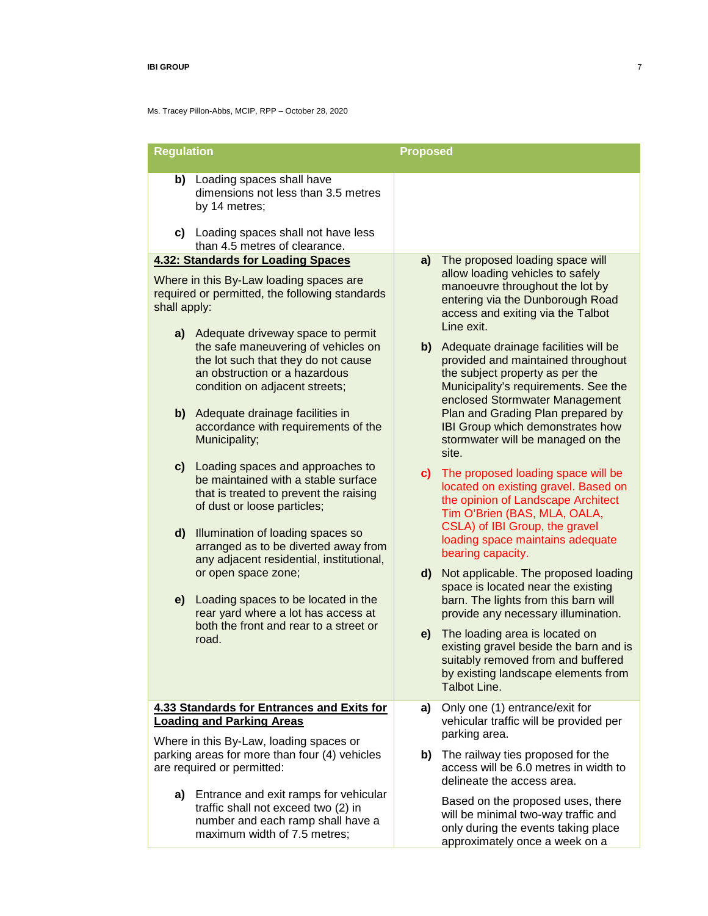Ms. Tracey Pillon-Abbs, MCIP, RPP – October 28, 2020

| Regulation | Proposed |
|---|---|
| **b)** Loading spaces shall have dimensions not less than 3.5 metres by 14 metres;<br><br>**c)** Loading spaces shall not have less than 4.5 metres of clearance. | |
| **4.32: Standards for Loading Spaces**<br><br>Where in this By-Law loading spaces are required or permitted, the following standards shall apply:<br><br>**a)** Adequate driveway space to permit the safe maneuvering of vehicles on the lot such that they do not cause an obstruction or a hazardous condition on adjacent streets;<br><br>**b)** Adequate drainage facilities in accordance with requirements of the Municipality;<br><br>**c)** Loading spaces and approaches to be maintained with a stable surface that is treated to prevent the raising of dust or loose particles;<br><br>**d)** Illumination of loading spaces so arranged as to be diverted away from any adjacent residential, institutional, or open space zone;<br><br>**e)** Loading spaces to be located in the rear yard where a lot has access at both the front and rear to a street or road. | **a)** The proposed loading space will allow loading vehicles to safely manoeuvre throughout the lot by entering via the Dunborough Road access and exiting via the Talbot Line exit.<br><br>**b)** Adequate drainage facilities will be provided and maintained throughout the subject property as per the Municipality's requirements. See the enclosed Stormwater Management Plan and Grading Plan prepared by IBI Group which demonstrates how stormwater will be managed on the site.<br><br>**c)** The proposed loading space will be located on existing gravel. Based on the opinion of Landscape Architect Tim O'Brien (BAS, MLA, OALA, CSLA) of IBI Group, the gravel loading space maintains adequate bearing capacity.<br><br>**d)** Not applicable. The proposed loading space is located near the existing barn. The lights from this barn will provide any necessary illumination.<br><br>**e)** The loading area is located on existing gravel beside the barn and is suitably removed from and buffered by existing landscape elements from Talbot Line. |
| **4.33 Standards for Entrances and Exits for Loading and Parking Areas**<br><br>Where in this By-Law, loading spaces or parking areas for more than four (4) vehicles are required or permitted:<br><br>**a)** Entrance and exit ramps for vehicular traffic shall not exceed two (2) in number and each ramp shall have a maximum width of 7.5 metres; | **a)** Only one (1) entrance/exit for vehicular traffic will be provided per parking area.<br><br>**b)** The railway ties proposed for the access will be 6.0 metres in width to delineate the access area.<br><br>Based on the proposed uses, there will be minimal two-way traffic and only during the events taking place approximately once a week on a |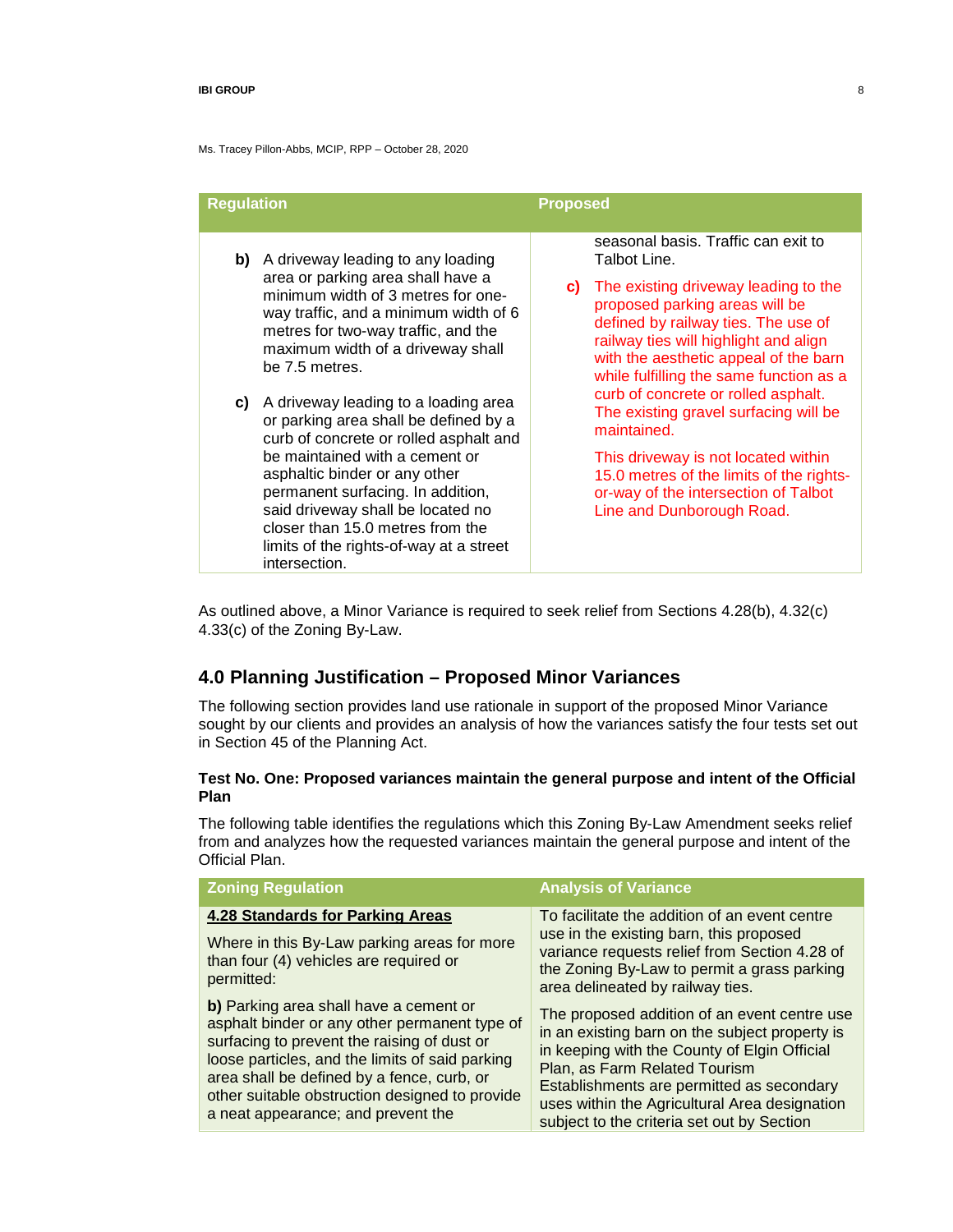Ms. Tracey Pillon-Abbs, MCIP, RPP – October 28, 2020

| Regulation | Proposed |
|---|---|
| **b)** A driveway leading to any loading area or parking area shall have a minimum width of 3 metres for one-way traffic, and a minimum width of 6 metres for two-way traffic, and the maximum width of a driveway shall be 7.5 metres.<br><br>**c)** A driveway leading to a loading area or parking area shall be defined by a curb of concrete or rolled asphalt and be maintained with a cement or asphaltic binder or any other permanent surfacing. In addition, said driveway shall be located no closer than 15.0 metres from the limits of the rights-of-way at a street intersection. | seasonal basis. Traffic can exit to Talbot Line.<br><br>**c)** The existing driveway leading to the proposed parking areas will be defined by railway ties. The use of railway ties will highlight and align with the aesthetic appeal of the barn while fulfilling the same function as a curb of concrete or rolled asphalt. The existing gravel surfacing will be maintained.<br><br>This driveway is not located within 15.0 metres of the limits of the rights-or-way of the intersection of Talbot Line and Dunborough Road. |

As outlined above, a Minor Variance is required to seek relief from Sections 4.28(b), 4.32(c) 4.33(c) of the Zoning By-Law.

## 4.0 Planning Justification – Proposed Minor Variances

The following section provides land use rationale in support of the proposed Minor Variance sought by our clients and provides an analysis of how the variances satisfy the four tests set out in Section 45 of the Planning Act.

### Test No. One: Proposed variances maintain the general purpose and intent of the Official Plan

The following table identifies the regulations which this Zoning By-Law Amendment seeks relief from and analyzes how the requested variances maintain the general purpose and intent of the Official Plan.

| Zoning Regulation | Analysis of Variance |
|---|---|
| **4.28 Standards for Parking Areas**<br><br>Where in this By-Law parking areas for more than four (4) vehicles are required or permitted:<br><br>**b)** Parking area shall have a cement or asphalt binder or any other permanent type of surfacing to prevent the raising of dust or loose particles, and the limits of said parking area shall be defined by a fence, curb, or other suitable obstruction designed to provide a neat appearance; and prevent the | To facilitate the addition of an event centre use in the existing barn, this proposed variance requests relief from Section 4.28 of the Zoning By-Law to permit a grass parking area delineated by railway ties.<br><br>The proposed addition of an event centre use in an existing barn on the subject property is in keeping with the County of Elgin Official Plan, as Farm Related Tourism Establishments are permitted as secondary uses within the Agricultural Area designation subject to the criteria set out by Section |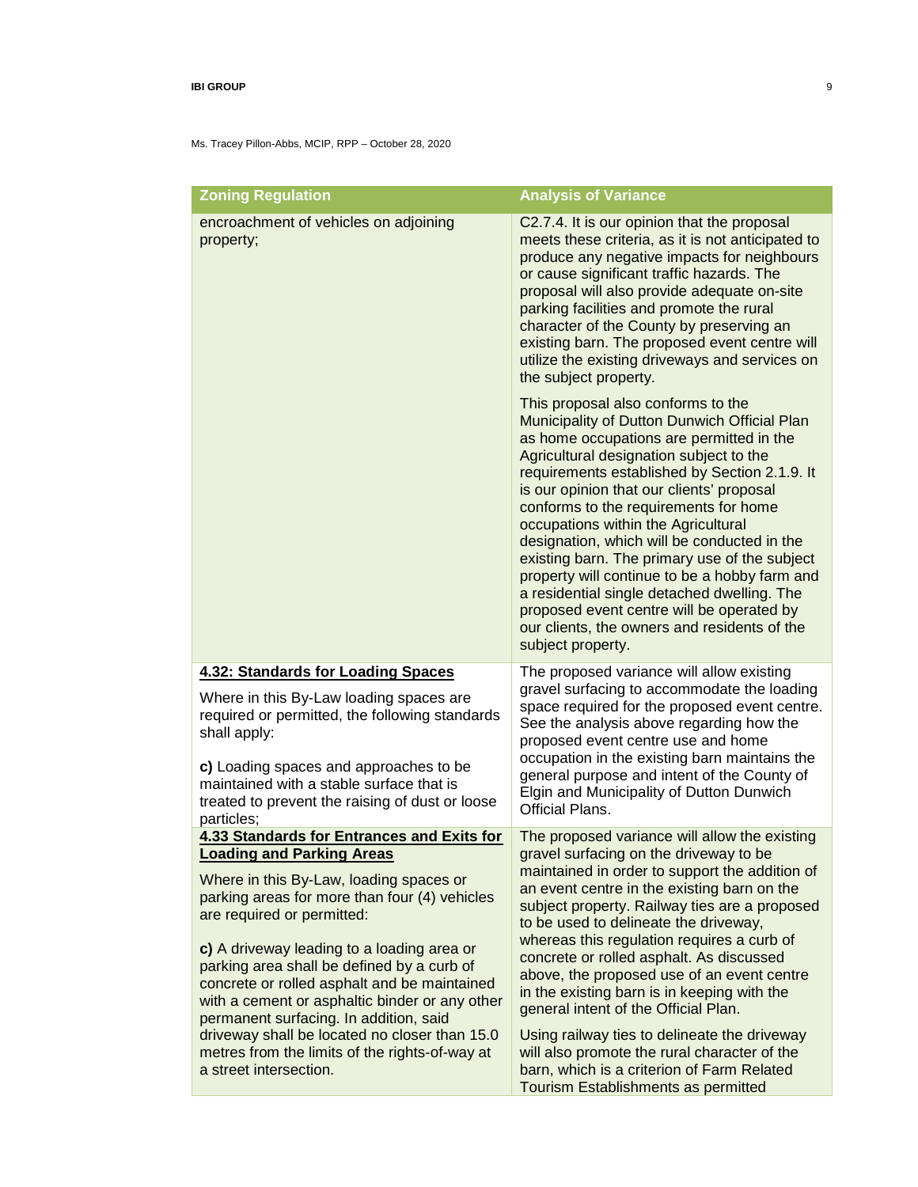Ms. Tracey Pillon-Abbs, MCIP, RPP – October 28, 2020

| Zoning Regulation | Analysis of Variance |
|---|---|
| encroachment of vehicles on adjoining property; | C2.7.4. It is our opinion that the proposal meets these criteria, as it is not anticipated to produce any negative impacts for neighbours or cause significant traffic hazards. The proposal will also provide adequate on-site parking facilities and promote the rural character of the County by preserving an existing barn. The proposed event centre will utilize the existing driveways and services on the subject property.<br><br>This proposal also conforms to the Municipality of Dutton Dunwich Official Plan as home occupations are permitted in the Agricultural designation subject to the requirements established by Section 2.1.9. It is our opinion that our clients' proposal conforms to the requirements for home occupations within the Agricultural designation, which will be conducted in the existing barn. The primary use of the subject property will continue to be a hobby farm and a residential single detached dwelling. The proposed event centre will be operated by our clients, the owners and residents of the subject property. |
| **4.32: Standards for Loading Spaces**<br><br>Where in this By-Law loading spaces are required or permitted, the following standards shall apply:<br><br>**c)** Loading spaces and approaches to be maintained with a stable surface that is treated to prevent the raising of dust or loose particles; | The proposed variance will allow existing gravel surfacing to accommodate the loading space required for the proposed event centre. See the analysis above regarding how the proposed event centre use and home occupation in the existing barn maintains the general purpose and intent of the County of Elgin and Municipality of Dutton Dunwich Official Plans. |
| **4.33 Standards for Entrances and Exits for Loading and Parking Areas**<br><br>Where in this By-Law, loading spaces or parking areas for more than four (4) vehicles are required or permitted:<br><br>**c)** A driveway leading to a loading area or parking area shall be defined by a curb of concrete or rolled asphalt and be maintained with a cement or asphaltic binder or any other permanent surfacing. In addition, said driveway shall be located no closer than 15.0 metres from the limits of the rights-of-way at a street intersection. | The proposed variance will allow the existing gravel surfacing on the driveway to be maintained in order to support the addition of an event centre in the existing barn on the subject property. Railway ties are a proposed to be used to delineate the driveway, whereas this regulation requires a curb of concrete or rolled asphalt. As discussed above, the proposed use of an event centre in the existing barn is in keeping with the general intent of the Official Plan.<br><br>Using railway ties to delineate the driveway will also promote the rural character of the barn, which is a criterion of Farm Related Tourism Establishments as permitted |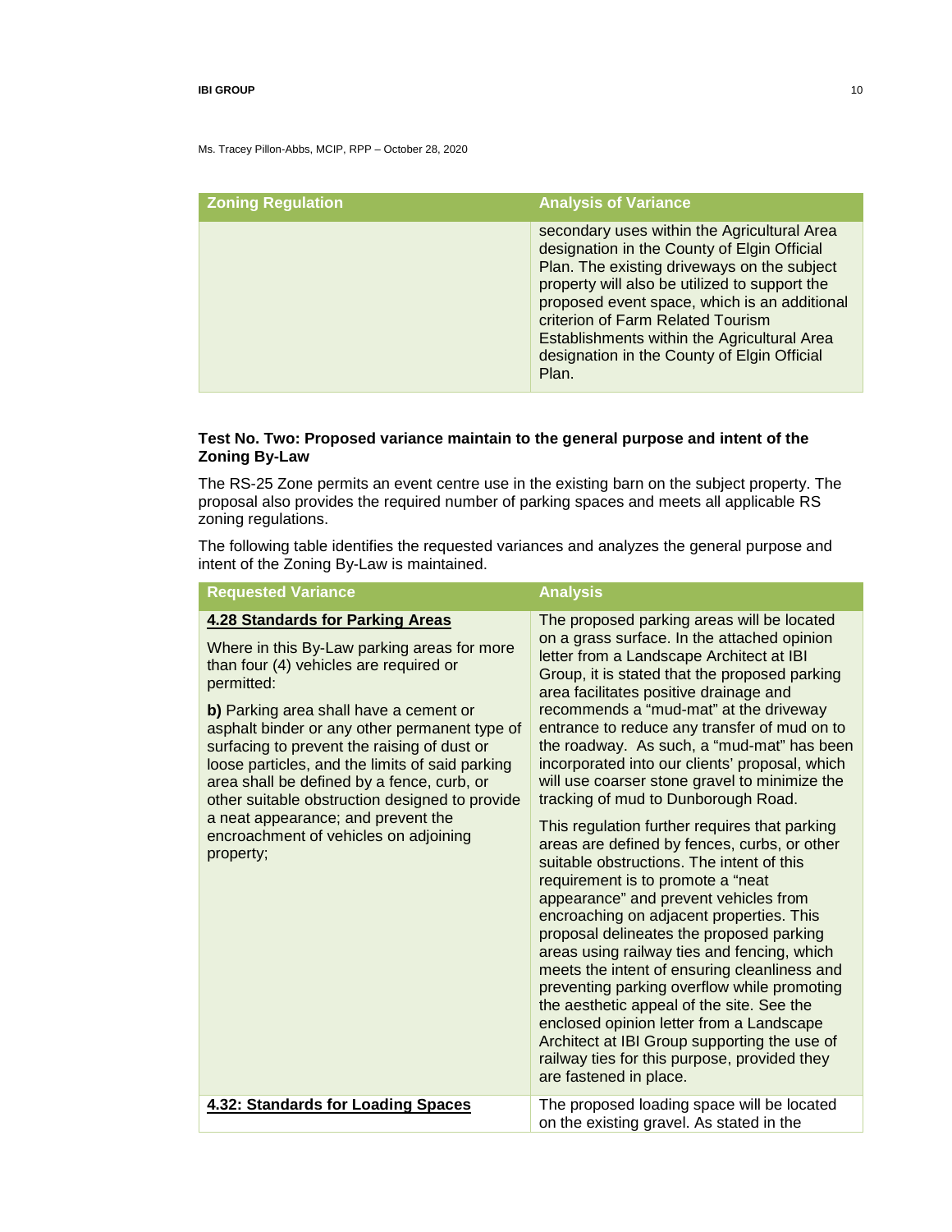Ms. Tracey Pillon-Abbs, MCIP, RPP – October 28, 2020

| Zoning Regulation | Analysis of Variance |
| --- | --- |
| | secondary uses within the Agricultural Area designation in the County of Elgin Official Plan. The existing driveways on the subject property will also be utilized to support the proposed event space, which is an additional criterion of Farm Related Tourism Establishments within the Agricultural Area designation in the County of Elgin Official Plan. |

**Test No. Two: Proposed variance maintain to the general purpose and intent of the Zoning By-Law**

The RS-25 Zone permits an event centre use in the existing barn on the subject property. The proposal also provides the required number of parking spaces and meets all applicable RS zoning regulations.

The following table identifies the requested variances and analyzes the general purpose and intent of the Zoning By-Law is maintained.

| Requested Variance | Analysis |
| --- | --- |
| **4.28 Standards for Parking Areas**<br><br>Where in this By-Law parking areas for more than four (4) vehicles are required or permitted:<br><br>**b)** Parking area shall have a cement or asphalt binder or any other permanent type of surfacing to prevent the raising of dust or loose particles, and the limits of said parking area shall be defined by a fence, curb, or other suitable obstruction designed to provide a neat appearance; and prevent the encroachment of vehicles on adjoining property; | The proposed parking areas will be located on a grass surface. In the attached opinion letter from a Landscape Architect at IBI Group, it is stated that the proposed parking area facilitates positive drainage and recommends a "mud-mat" at the driveway entrance to reduce any transfer of mud on to the roadway. As such, a "mud-mat" has been incorporated into our clients' proposal, which will use coarser stone gravel to minimize the tracking of mud to Dunborough Road.<br><br>This regulation further requires that parking areas are defined by fences, curbs, or other suitable obstructions. The intent of this requirement is to promote a "neat appearance" and prevent vehicles from encroaching on adjacent properties. This proposal delineates the proposed parking areas using railway ties and fencing, which meets the intent of ensuring cleanliness and preventing parking overflow while promoting the aesthetic appeal of the site. See the enclosed opinion letter from a Landscape Architect at IBI Group supporting the use of railway ties for this purpose, provided they are fastened in place. |
| **4.32: Standards for Loading Spaces** | The proposed loading space will be located on the existing gravel. As stated in the |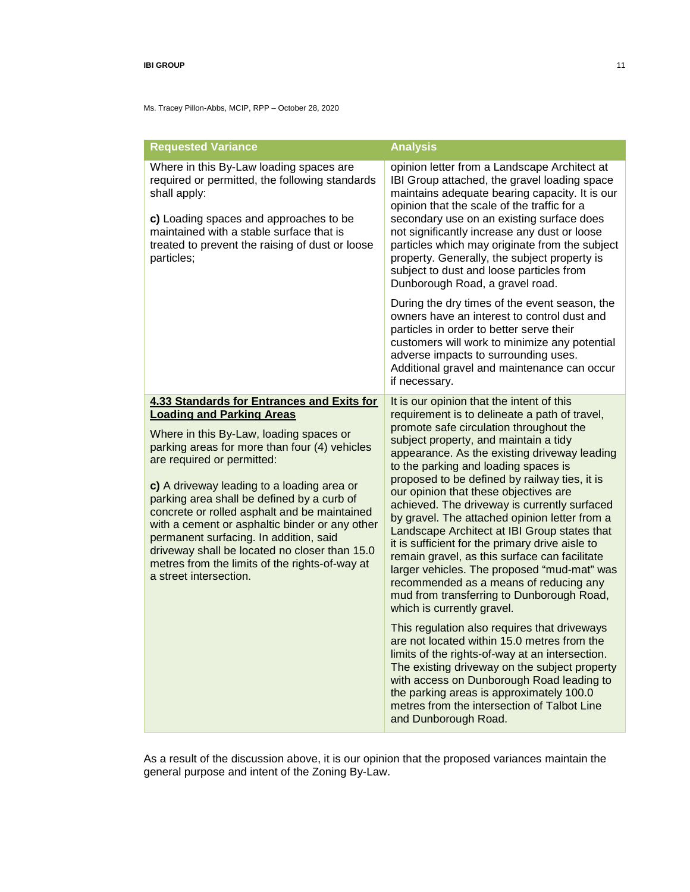Ms. Tracey Pillon-Abbs, MCIP, RPP – October 28, 2020

| Requested Variance | Analysis |
|---|---|
| Where in this By-Law loading spaces are required or permitted, the following standards shall apply:<br><br>**c)** Loading spaces and approaches to be maintained with a stable surface that is treated to prevent the raising of dust or loose particles; | opinion letter from a Landscape Architect at IBI Group attached, the gravel loading space maintains adequate bearing capacity. It is our opinion that the scale of the traffic for a secondary use on an existing surface does not significantly increase any dust or loose particles which may originate from the subject property. Generally, the subject property is subject to dust and loose particles from Dunborough Road, a gravel road.<br><br>During the dry times of the event season, the owners have an interest to control dust and particles in order to better serve their customers will work to minimize any potential adverse impacts to surrounding uses. Additional gravel and maintenance can occur if necessary. |
| **4.33 Standards for Entrances and Exits for Loading and Parking Areas**<br><br>Where in this By-Law, loading spaces or parking areas for more than four (4) vehicles are required or permitted:<br><br>**c)** A driveway leading to a loading area or parking area shall be defined by a curb of concrete or rolled asphalt and be maintained with a cement or asphaltic binder or any other permanent surfacing. In addition, said driveway shall be located no closer than 15.0 metres from the limits of the rights-of-way at a street intersection. | It is our opinion that the intent of this requirement is to delineate a path of travel, promote safe circulation throughout the subject property, and maintain a tidy appearance. As the existing driveway leading to the parking and loading spaces is proposed to be defined by railway ties, it is our opinion that these objectives are achieved. The driveway is currently surfaced by gravel. The attached opinion letter from a Landscape Architect at IBI Group states that it is sufficient for the primary drive aisle to remain gravel, as this surface can facilitate larger vehicles. The proposed "mud-mat" was recommended as a means of reducing any mud from transferring to Dunborough Road, which is currently gravel.<br><br>This regulation also requires that driveways are not located within 15.0 metres from the limits of the rights-of-way at an intersection. The existing driveway on the subject property with access on Dunborough Road leading to the parking areas is approximately 100.0 metres from the intersection of Talbot Line and Dunborough Road. |

As a result of the discussion above, it is our opinion that the proposed variances maintain the general purpose and intent of the Zoning By-Law.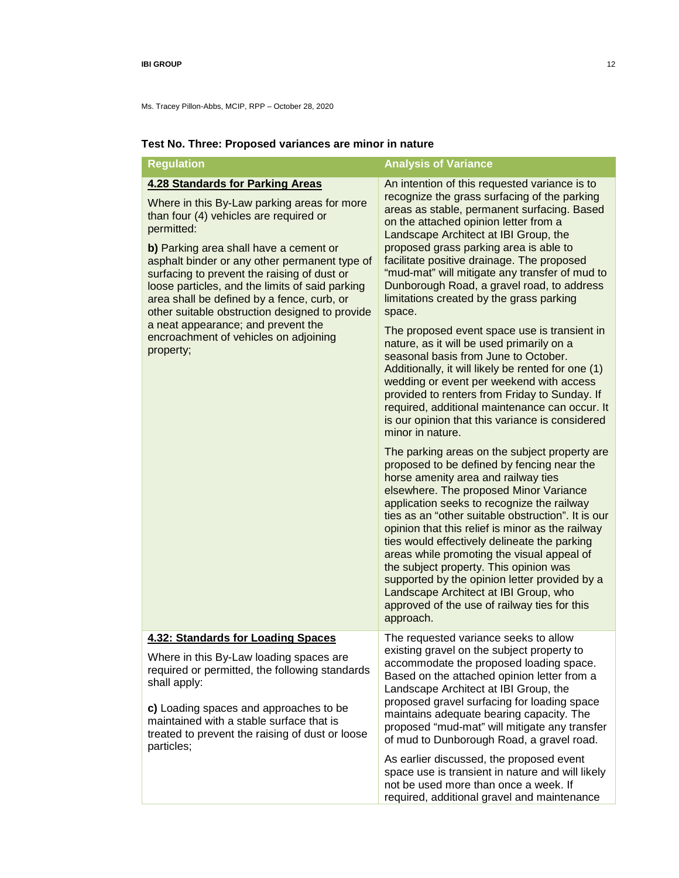Ms. Tracey Pillon-Abbs, MCIP, RPP – October 28, 2020

**Test No. Three: Proposed variances are minor in nature**

| Regulation | Analysis of Variance |
|---|---|
| **4.28 Standards for Parking Areas**<br><br>Where in this By-Law parking areas for more than four (4) vehicles are required or permitted:<br><br>**b)** Parking area shall have a cement or asphalt binder or any other permanent type of surfacing to prevent the raising of dust or loose particles, and the limits of said parking area shall be defined by a fence, curb, or other suitable obstruction designed to provide a neat appearance; and prevent the encroachment of vehicles on adjoining property; | An intention of this requested variance is to recognize the grass surfacing of the parking areas as stable, permanent surfacing. Based on the attached opinion letter from a Landscape Architect at IBI Group, the proposed grass parking area is able to facilitate positive drainage. The proposed "mud-mat" will mitigate any transfer of mud to Dunborough Road, a gravel road, to address limitations created by the grass parking space.<br><br>The proposed event space use is transient in nature, as it will be used primarily on a seasonal basis from June to October. Additionally, it will likely be rented for one (1) wedding or event per weekend with access provided to renters from Friday to Sunday. If required, additional maintenance can occur. It is our opinion that this variance is considered minor in nature.<br><br>The parking areas on the subject property are proposed to be defined by fencing near the horse amenity area and railway ties elsewhere. The proposed Minor Variance application seeks to recognize the railway ties as an "other suitable obstruction". It is our opinion that this relief is minor as the railway ties would effectively delineate the parking areas while promoting the visual appeal of the subject property. This opinion was supported by the opinion letter provided by a Landscape Architect at IBI Group, who approved of the use of railway ties for this approach. |
| **4.32: Standards for Loading Spaces**<br><br>Where in this By-Law loading spaces are required or permitted, the following standards shall apply:<br><br>**c)** Loading spaces and approaches to be maintained with a stable surface that is treated to prevent the raising of dust or loose particles; | The requested variance seeks to allow existing gravel on the subject property to accommodate the proposed loading space. Based on the attached opinion letter from a Landscape Architect at IBI Group, the proposed gravel surfacing for loading space maintains adequate bearing capacity. The proposed "mud-mat" will mitigate any transfer of mud to Dunborough Road, a gravel road.<br><br>As earlier discussed, the proposed event space use is transient in nature and will likely not be used more than once a week. If required, additional gravel and maintenance |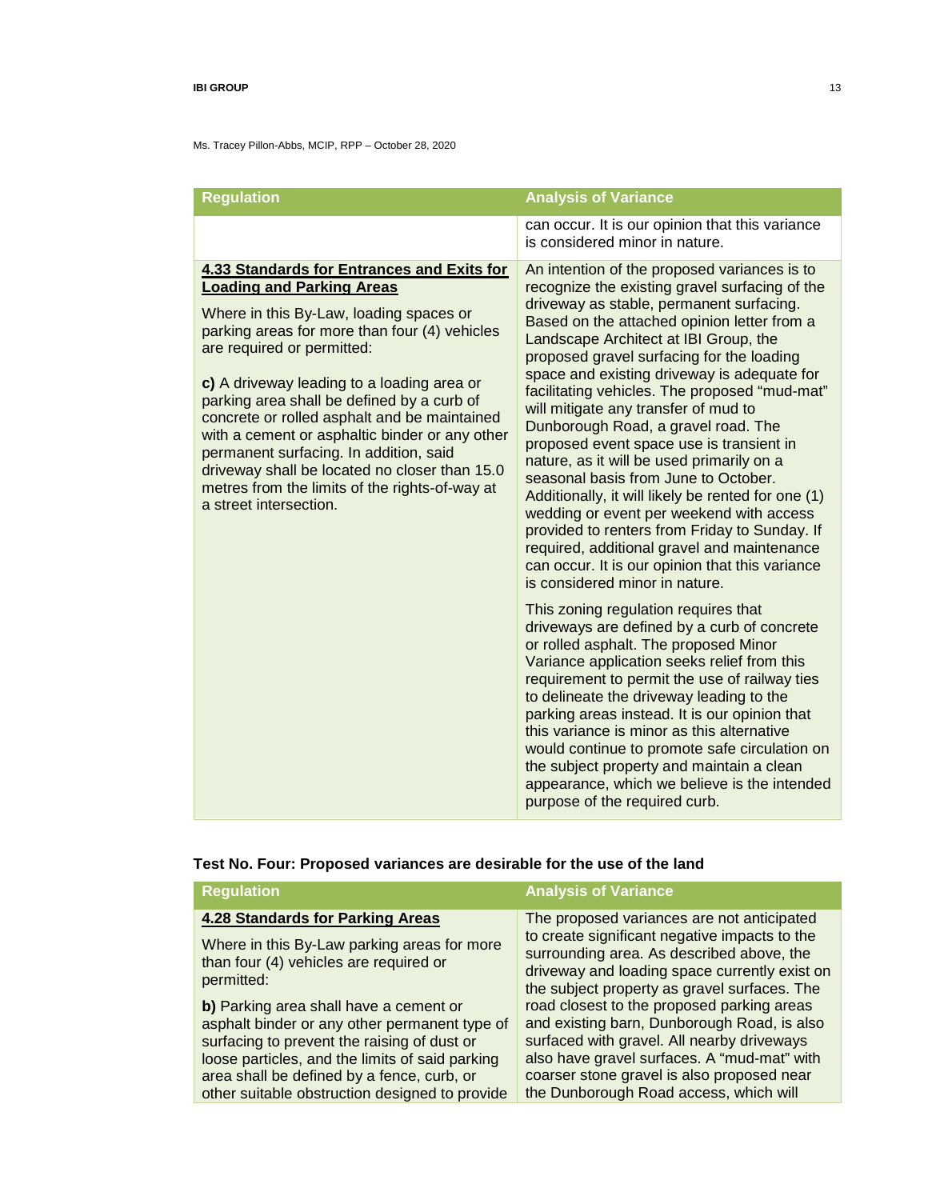Ms. Tracey Pillon-Abbs, MCIP, RPP – October 28, 2020

| Regulation | Analysis of Variance |
|---|---|
| | can occur. It is our opinion that this variance is considered minor in nature. |
| **<u>4.33 Standards for Entrances and Exits for Loading and Parking Areas</u>**<br><br>Where in this By-Law, loading spaces or parking areas for more than four (4) vehicles are required or permitted:<br><br>**c)** A driveway leading to a loading area or parking area shall be defined by a curb of concrete or rolled asphalt and be maintained with a cement or asphaltic binder or any other permanent surfacing. In addition, said driveway shall be located no closer than 15.0 metres from the limits of the rights-of-way at a street intersection. | An intention of the proposed variances is to recognize the existing gravel surfacing of the driveway as stable, permanent surfacing. Based on the attached opinion letter from a Landscape Architect at IBI Group, the proposed gravel surfacing for the loading space and existing driveway is adequate for facilitating vehicles. The proposed "mud-mat" will mitigate any transfer of mud to Dunborough Road, a gravel road. The proposed event space use is transient in nature, as it will be used primarily on a seasonal basis from June to October. Additionally, it will likely be rented for one (1) wedding or event per weekend with access provided to renters from Friday to Sunday. If required, additional gravel and maintenance can occur. It is our opinion that this variance is considered minor in nature.<br><br>This zoning regulation requires that driveways are defined by a curb of concrete or rolled asphalt. The proposed Minor Variance application seeks relief from this requirement to permit the use of railway ties to delineate the driveway leading to the parking areas instead. It is our opinion that this variance is minor as this alternative would continue to promote safe circulation on the subject property and maintain a clean appearance, which we believe is the intended purpose of the required curb. |

**Test No. Four: Proposed variances are desirable for the use of the land**

| Regulation | Analysis of Variance |
|---|---|
| **<u>4.28 Standards for Parking Areas</u>**<br><br>Where in this By-Law parking areas for more than four (4) vehicles are required or permitted:<br><br>**b)** Parking area shall have a cement or asphalt binder or any other permanent type of surfacing to prevent the raising of dust or loose particles, and the limits of said parking area shall be defined by a fence, curb, or other suitable obstruction designed to provide | The proposed variances are not anticipated to create significant negative impacts to the surrounding area. As described above, the driveway and loading space currently exist on the subject property as gravel surfaces. The road closest to the proposed parking areas and existing barn, Dunborough Road, is also surfaced with gravel. All nearby driveways also have gravel surfaces. A "mud-mat" with coarser stone gravel is also proposed near the Dunborough Road access, which will |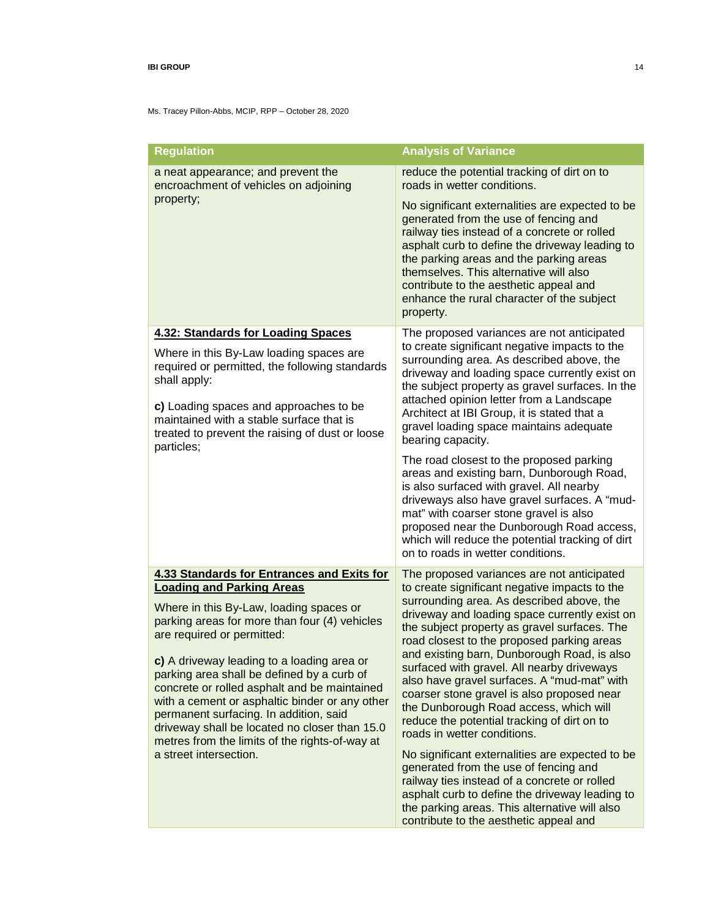Ms. Tracey Pillon-Abbs, MCIP, RPP – October 28, 2020

| Regulation | Analysis of Variance |
|---|---|
| a neat appearance; and prevent the encroachment of vehicles on adjoining property; | reduce the potential tracking of dirt on to roads in wetter conditions.<br><br>No significant externalities are expected to be generated from the use of fencing and railway ties instead of a concrete or rolled asphalt curb to define the driveway leading to the parking areas and the parking areas themselves. This alternative will also contribute to the aesthetic appeal and enhance the rural character of the subject property. |
| **4.32: Standards for Loading Spaces**<br><br>Where in this By-Law loading spaces are required or permitted, the following standards shall apply:<br><br>**c)** Loading spaces and approaches to be maintained with a stable surface that is treated to prevent the raising of dust or loose particles; | The proposed variances are not anticipated to create significant negative impacts to the surrounding area. As described above, the driveway and loading space currently exist on the subject property as gravel surfaces. In the attached opinion letter from a Landscape Architect at IBI Group, it is stated that a gravel loading space maintains adequate bearing capacity.<br><br>The road closest to the proposed parking areas and existing barn, Dunborough Road, is also surfaced with gravel. All nearby driveways also have gravel surfaces. A "mud-mat" with coarser stone gravel is also proposed near the Dunborough Road access, which will reduce the potential tracking of dirt on to roads in wetter conditions. |
| **4.33 Standards for Entrances and Exits for Loading and Parking Areas**<br><br>Where in this By-Law, loading spaces or parking areas for more than four (4) vehicles are required or permitted:<br><br>**c)** A driveway leading to a loading area or parking area shall be defined by a curb of concrete or rolled asphalt and be maintained with a cement or asphaltic binder or any other permanent surfacing. In addition, said driveway shall be located no closer than 15.0 metres from the limits of the rights-of-way at a street intersection. | The proposed variances are not anticipated to create significant negative impacts to the surrounding area. As described above, the driveway and loading space currently exist on the subject property as gravel surfaces. The road closest to the proposed parking areas and existing barn, Dunborough Road, is also surfaced with gravel. All nearby driveways also have gravel surfaces. A "mud-mat" with coarser stone gravel is also proposed near the Dunborough Road access, which will reduce the potential tracking of dirt on to roads in wetter conditions.<br><br>No significant externalities are expected to be generated from the use of fencing and railway ties instead of a concrete or rolled asphalt curb to define the driveway leading to the parking areas. This alternative will also contribute to the aesthetic appeal and |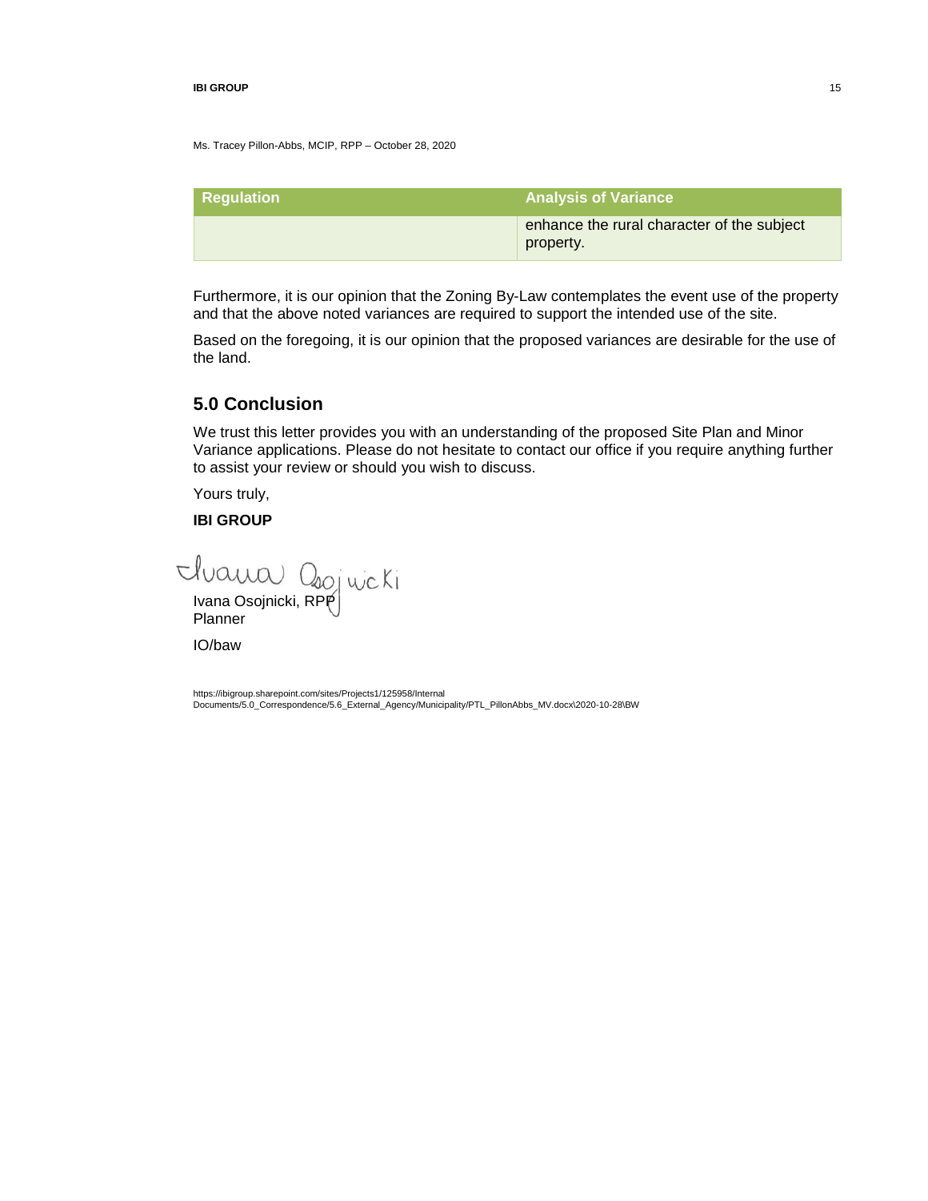Ms. Tracey Pillon-Abbs, MCIP, RPP – October 28, 2020

| Regulation | Analysis of Variance |
| --- | --- |
| | enhance the rural character of the subject property. |

Furthermore, it is our opinion that the Zoning By-Law contemplates the event use of the property and that the above noted variances are required to support the intended use of the site.

Based on the foregoing, it is our opinion that the proposed variances are desirable for the use of the land.

## 5.0 Conclusion

We trust this letter provides you with an understanding of the proposed Site Plan and Minor Variance applications. Please do not hesitate to contact our office if you require anything further to assist your review or should you wish to discuss.

Yours truly,

**IBI GROUP**

Ivana Osojnicki

Ivana Osojnicki, RPP
Planner

IO/baw

https://ibigroup.sharepoint.com/sites/Projects1/125958/Internal Documents/5.0_Correspondence/5.6_External_Agency/Municipality/PTL_PillonAbbs_MV.docx\2020-10-28\BW